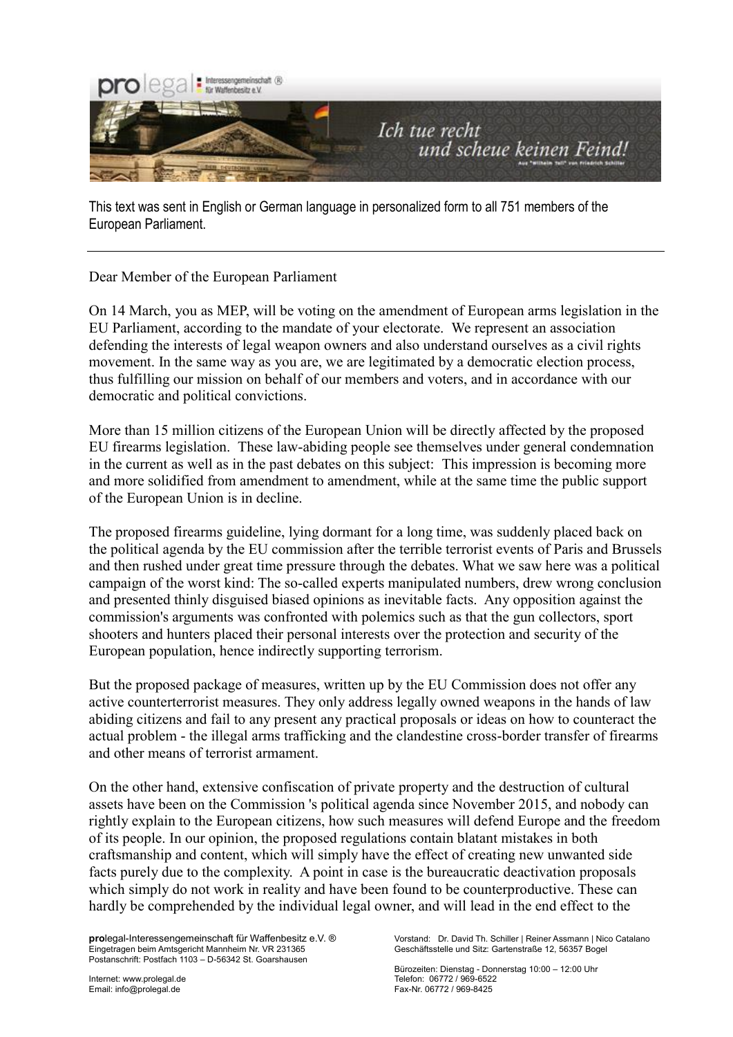This text was sent in English or German language in personalized form to all 751 members of the European Parliament.

---

Dear Member of the European Parliament

On 14 March, you as MEP, will be voting on the amendment of European arms legislation in the EU Parliament, according to the mandate of your electorate. We represent an association defending the interests of legal weapon owners and also understand ourselves as a civil rights movement. In the same way as you are, we are legitimated by a democratic election process, thus fulfilling our mission on behalf of our members and voters, and in accordance with our democratic and political convictions.

More than 15 million citizens of the European Union will be directly affected by the proposed EU firearms legislation. These law-abiding people see themselves under general condemnation in the current as well as in the past debates on this subject: This impression is becoming more and more solidified from amendment to amendment, while at the same time the public support of the European Union is in decline.

The proposed firearms guideline, lying dormant for a long time, was suddenly placed back on the political agenda by the EU commission after the terrible terrorist events of Paris and Brussels and then rushed under great time pressure through the debates. What we saw here was a political campaign of the worst kind: The so-called experts manipulated numbers, drew wrong conclusion and presented thinly disguised biased opinions as inevitable facts. Any opposition against the commission's arguments was confronted with polemics such as that the gun collectors, sport shooters and hunters placed their personal interests over the protection and security of the European population, hence indirectly supporting terrorism.

But the proposed package of measures, written up by the EU Commission does not offer any active counterterrorist measures. They only address legally owned weapons in the hands of law abiding citizens and fail to any present any practical proposals or ideas on how to counteract the actual problem - the illegal arms trafficking and the clandestine cross-border transfer of firearms and other means of terrorist armament.

On the other hand, extensive confiscation of private property and the destruction of cultural assets have been on the Commission 's political agenda since November 2015, and nobody can rightly explain to the European citizens, how such measures will defend Europe and the freedom of its people. In our opinion, the proposed regulations contain blatant mistakes in both craftsmanship and content, which will simply have the effect of creating new unwanted side facts purely due to the complexity. A point in case is the bureaucratic deactivation proposals which simply do not work in reality and have been found to be counterproductive. These can hardly be comprehended by the individual legal owner, and will lead in the end effect to the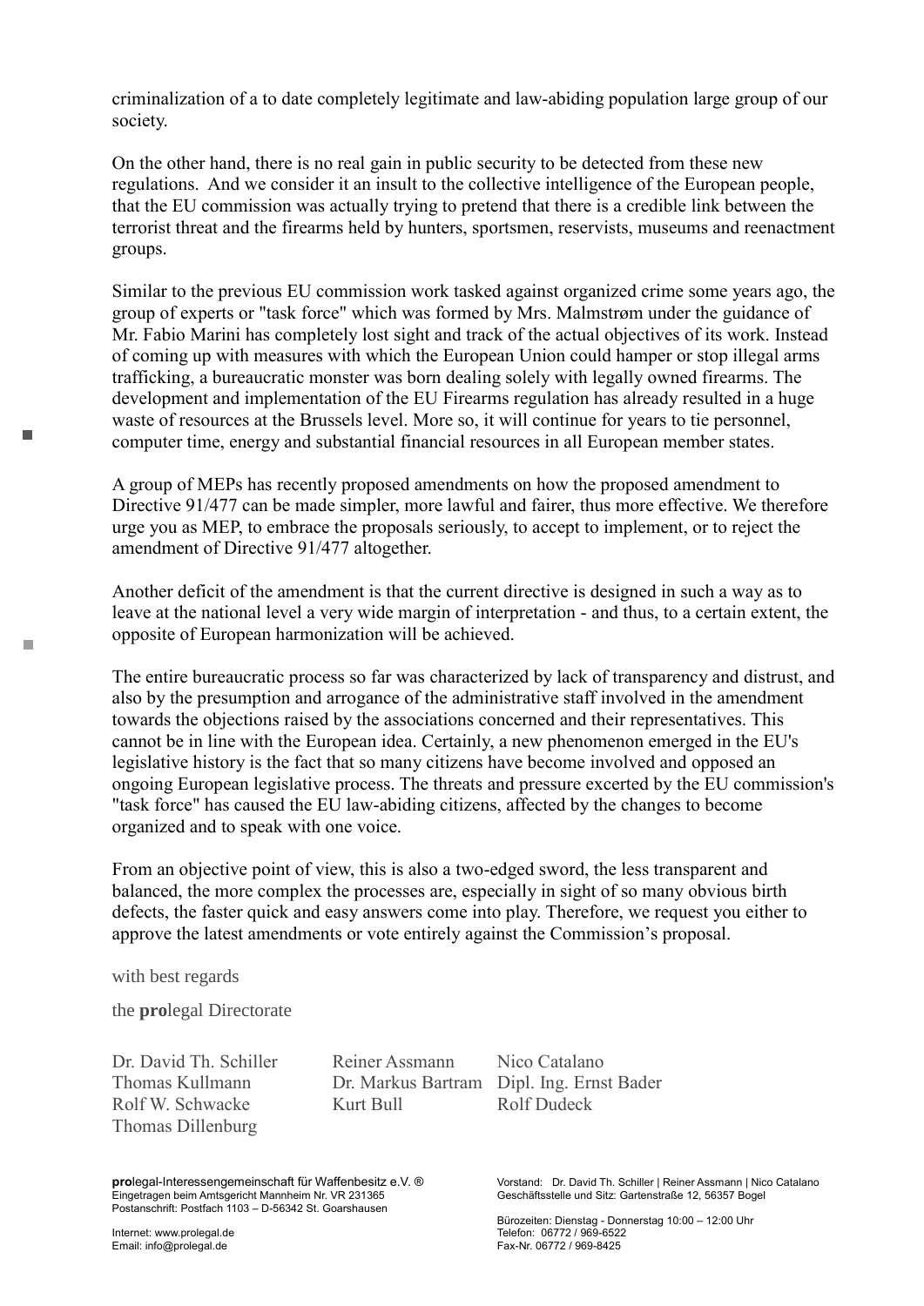criminalization of a to date completely legitimate and law-abiding population large group of our society.

On the other hand, there is no real gain in public security to be detected from these new regulations. And we consider it an insult to the collective intelligence of the European people, that the EU commission was actually trying to pretend that there is a credible link between the terrorist threat and the firearms held by hunters, sportsmen, reservists, museums and reenactment groups.

Similar to the previous EU commission work tasked against organized crime some years ago, the group of experts or "task force" which was formed by Mrs. Malmstrøm under the guidance of Mr. Fabio Marini has completely lost sight and track of the actual objectives of its work. Instead of coming up with measures with which the European Union could hamper or stop illegal arms trafficking, a bureaucratic monster was born dealing solely with legally owned firearms. The development and implementation of the EU Firearms regulation has already resulted in a huge waste of resources at the Brussels level. More so, it will continue for years to tie personnel, computer time, energy and substantial financial resources in all European member states.

A group of MEPs has recently proposed amendments on how the proposed amendment to Directive 91/477 can be made simpler, more lawful and fairer, thus more effective. We therefore urge you as MEP, to embrace the proposals seriously, to accept to implement, or to reject the amendment of Directive 91/477 altogether.

Another deficit of the amendment is that the current directive is designed in such a way as to leave at the national level a very wide margin of interpretation - and thus, to a certain extent, the opposite of European harmonization will be achieved.

The entire bureaucratic process so far was characterized by lack of transparency and distrust, and also by the presumption and arrogance of the administrative staff involved in the amendment towards the objections raised by the associations concerned and their representatives. This cannot be in line with the European idea. Certainly, a new phenomenon emerged in the EU's legislative history is the fact that so many citizens have become involved and opposed an ongoing European legislative process. The threats and pressure excerted by the EU commission's "task force" has caused the EU law-abiding citizens, affected by the changes to become organized and to speak with one voice.

From an objective point of view, this is also a two-edged sword, the less transparent and balanced, the more complex the processes are, especially in sight of so many obvious birth defects, the faster quick and easy answers come into play. Therefore, we request you either to approve the latest amendments or vote entirely against the Commission's proposal.

with best regards

the **pro**legal Directorate

Dr. David Th. Schiller
Thomas Kullmann
Rolf W. Schwacke
Thomas Dillenburg
Reiner Assmann
Dr. Markus Bartram
Kurt Bull
Nico Catalano
Dipl. Ing. Ernst Bader
Rolf Dudeck

**pro**legal-Interessengemeinschaft für Waffenbesitz e.V. ®
Eingetragen beim Amtsgericht Mannheim Nr. VR 231365
Postanschrift: Postfach 1103 – D-56342 St. Goarshausen

Internet: www.prolegal.de
Email: info@prolegal.de

Vorstand: Dr. David Th. Schiller | Reiner Assmann | Nico Catalano
Geschäftsstelle und Sitz: Gartenstraße 12, 56357 Bogel

Bürozeiten: Dienstag - Donnerstag 10:00 – 12:00 Uhr
Telefon: 06772 / 969-6522
Fax-Nr. 06772 / 969-8425